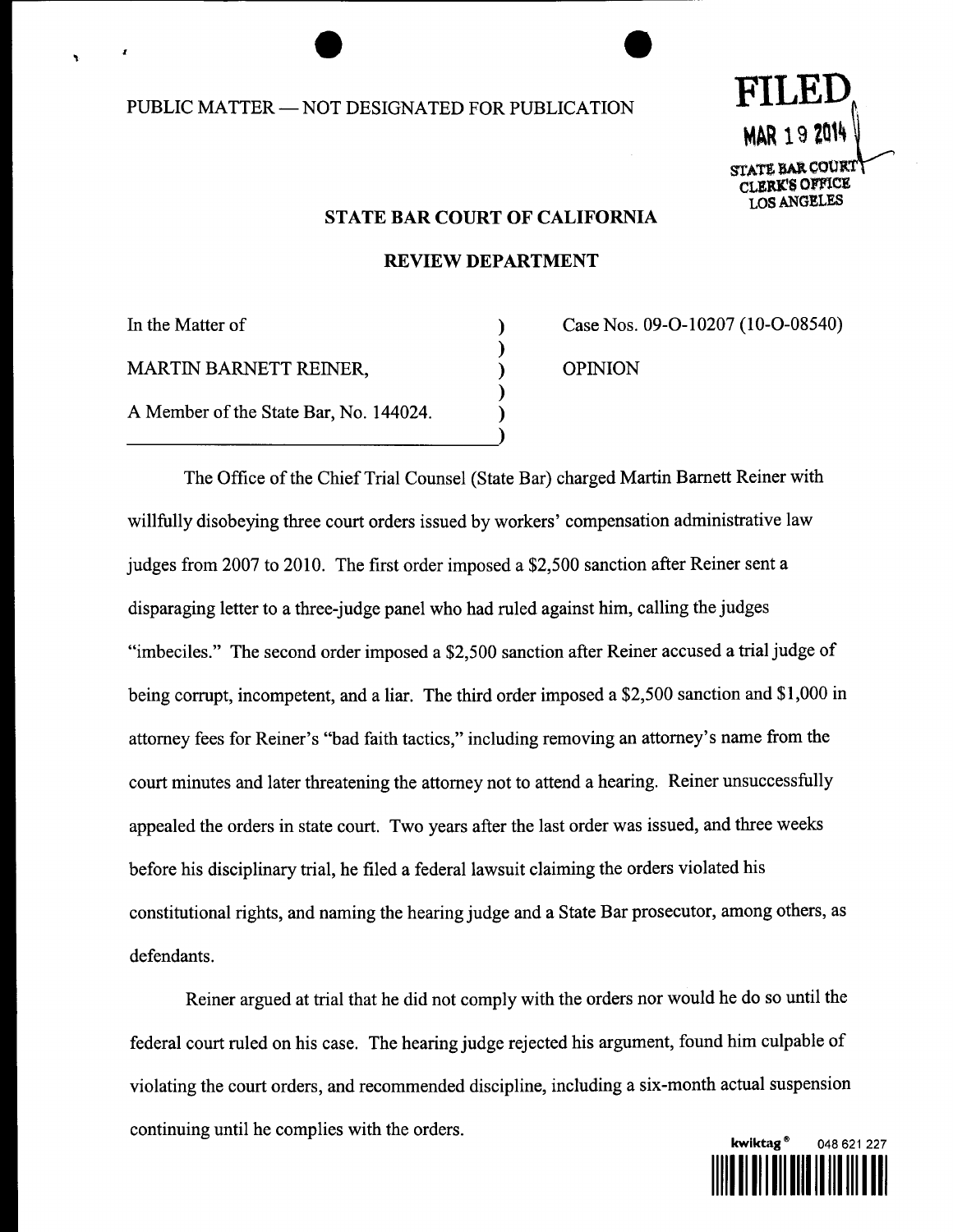PUBLIC MATTER — NOT DESIGNATED FOR PUBLICATION

**FILED**
MAR 19 2014
STATE BAR COURT
CLERK'S OFFICE
LOS ANGELES

## STATE BAR COURT OF CALIFORNIA

## REVIEW DEPARTMENT

| | |
|---|---|
| In the Matter of<br><br>MARTIN BARNETT REINER,<br><br>A Member of the State Bar, No. 144024. | Case Nos. 09-O-10207 (10-O-08540)<br><br>OPINION |

The Office of the Chief Trial Counsel (State Bar) charged Martin Barnett Reiner with willfully disobeying three court orders issued by workers' compensation administrative law judges from 2007 to 2010. The first order imposed a $2,500 sanction after Reiner sent a disparaging letter to a three-judge panel who had ruled against him, calling the judges "imbeciles." The second order imposed a $2,500 sanction after Reiner accused a trial judge of being corrupt, incompetent, and a liar. The third order imposed a $2,500 sanction and $1,000 in attorney fees for Reiner's "bad faith tactics," including removing an attorney's name from the court minutes and later threatening the attorney not to attend a hearing. Reiner unsuccessfully appealed the orders in state court. Two years after the last order was issued, and three weeks before his disciplinary trial, he filed a federal lawsuit claiming the orders violated his constitutional rights, and naming the hearing judge and a State Bar prosecutor, among others, as defendants.

Reiner argued at trial that he did not comply with the orders nor would he do so until the federal court ruled on his case. The hearing judge rejected his argument, found him culpable of violating the court orders, and recommended discipline, including a six-month actual suspension continuing until he complies with the orders.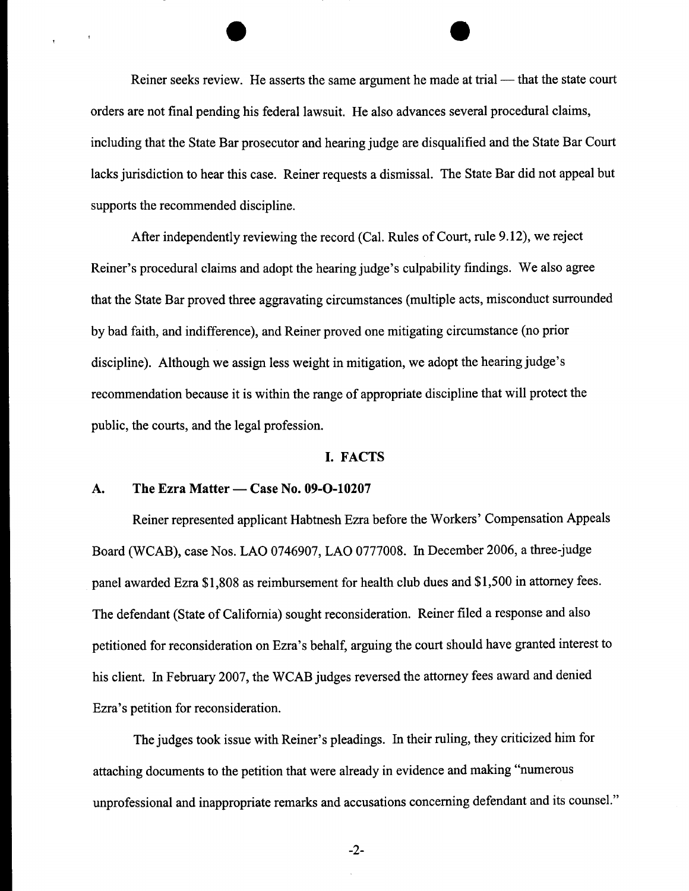Reiner seeks review. He asserts the same argument he made at trial — that the state court orders are not final pending his federal lawsuit. He also advances several procedural claims, including that the State Bar prosecutor and hearing judge are disqualified and the State Bar Court lacks jurisdiction to hear this case. Reiner requests a dismissal. The State Bar did not appeal but supports the recommended discipline.

After independently reviewing the record (Cal. Rules of Court, rule 9.12), we reject Reiner's procedural claims and adopt the hearing judge's culpability findings. We also agree that the State Bar proved three aggravating circumstances (multiple acts, misconduct surrounded by bad faith, and indifference), and Reiner proved one mitigating circumstance (no prior discipline). Although we assign less weight in mitigation, we adopt the hearing judge's recommendation because it is within the range of appropriate discipline that will protect the public, the courts, and the legal profession.

## I. FACTS

### A. The Ezra Matter — Case No. 09-O-10207

Reiner represented applicant Habtnesh Ezra before the Workers' Compensation Appeals Board (WCAB), case Nos. LAO 0746907, LAO 0777008. In December 2006, a three-judge panel awarded Ezra $1,808 as reimbursement for health club dues and $1,500 in attorney fees. The defendant (State of California) sought reconsideration. Reiner filed a response and also petitioned for reconsideration on Ezra's behalf, arguing the court should have granted interest to his client. In February 2007, the WCAB judges reversed the attorney fees award and denied Ezra's petition for reconsideration.

The judges took issue with Reiner's pleadings. In their ruling, they criticized him for attaching documents to the petition that were already in evidence and making "numerous unprofessional and inappropriate remarks and accusations concerning defendant and its counsel."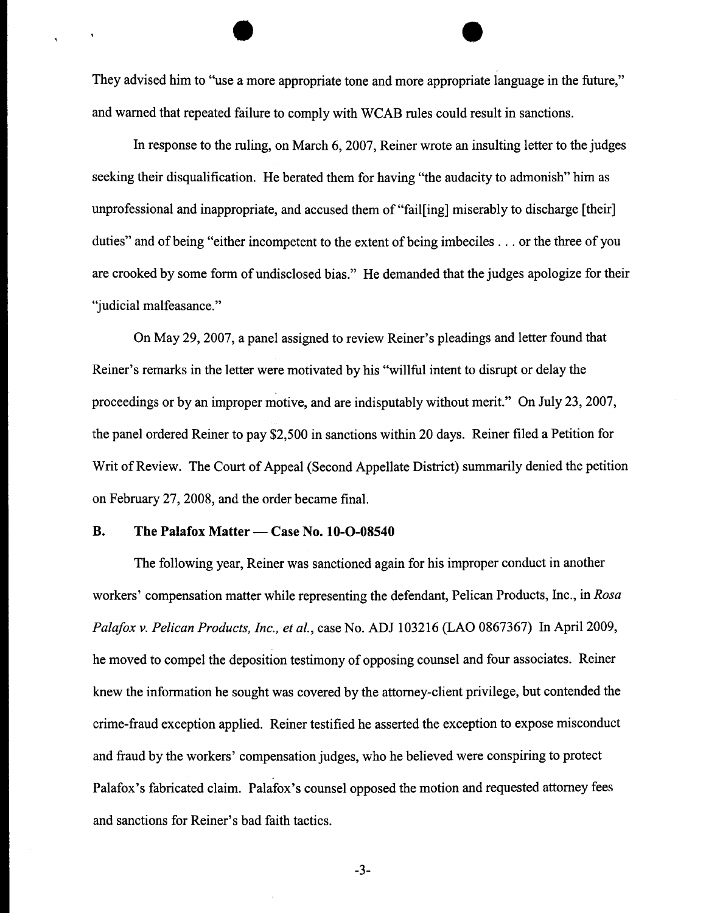They advised him to "use a more appropriate tone and more appropriate language in the future," and warned that repeated failure to comply with WCAB rules could result in sanctions.

In response to the ruling, on March 6, 2007, Reiner wrote an insulting letter to the judges seeking their disqualification. He berated them for having "the audacity to admonish" him as unprofessional and inappropriate, and accused them of "fail[ing] miserably to discharge [their] duties" and of being "either incompetent to the extent of being imbeciles . . . or the three of you are crooked by some form of undisclosed bias." He demanded that the judges apologize for their "judicial malfeasance."

On May 29, 2007, a panel assigned to review Reiner's pleadings and letter found that Reiner's remarks in the letter were motivated by his "willful intent to disrupt or delay the proceedings or by an improper motive, and are indisputably without merit." On July 23, 2007, the panel ordered Reiner to pay $2,500 in sanctions within 20 days. Reiner filed a Petition for Writ of Review. The Court of Appeal (Second Appellate District) summarily denied the petition on February 27, 2008, and the order became final.

### B. The Palafox Matter — Case No. 10-O-08540

The following year, Reiner was sanctioned again for his improper conduct in another workers' compensation matter while representing the defendant, Pelican Products, Inc., in *Rosa Palafox v. Pelican Products, Inc., et al.*, case No. ADJ 103216 (LAO 0867367) In April 2009, he moved to compel the deposition testimony of opposing counsel and four associates. Reiner knew the information he sought was covered by the attorney-client privilege, but contended the crime-fraud exception applied. Reiner testified he asserted the exception to expose misconduct and fraud by the workers' compensation judges, who he believed were conspiring to protect Palafox's fabricated claim. Palafox's counsel opposed the motion and requested attorney fees and sanctions for Reiner's bad faith tactics.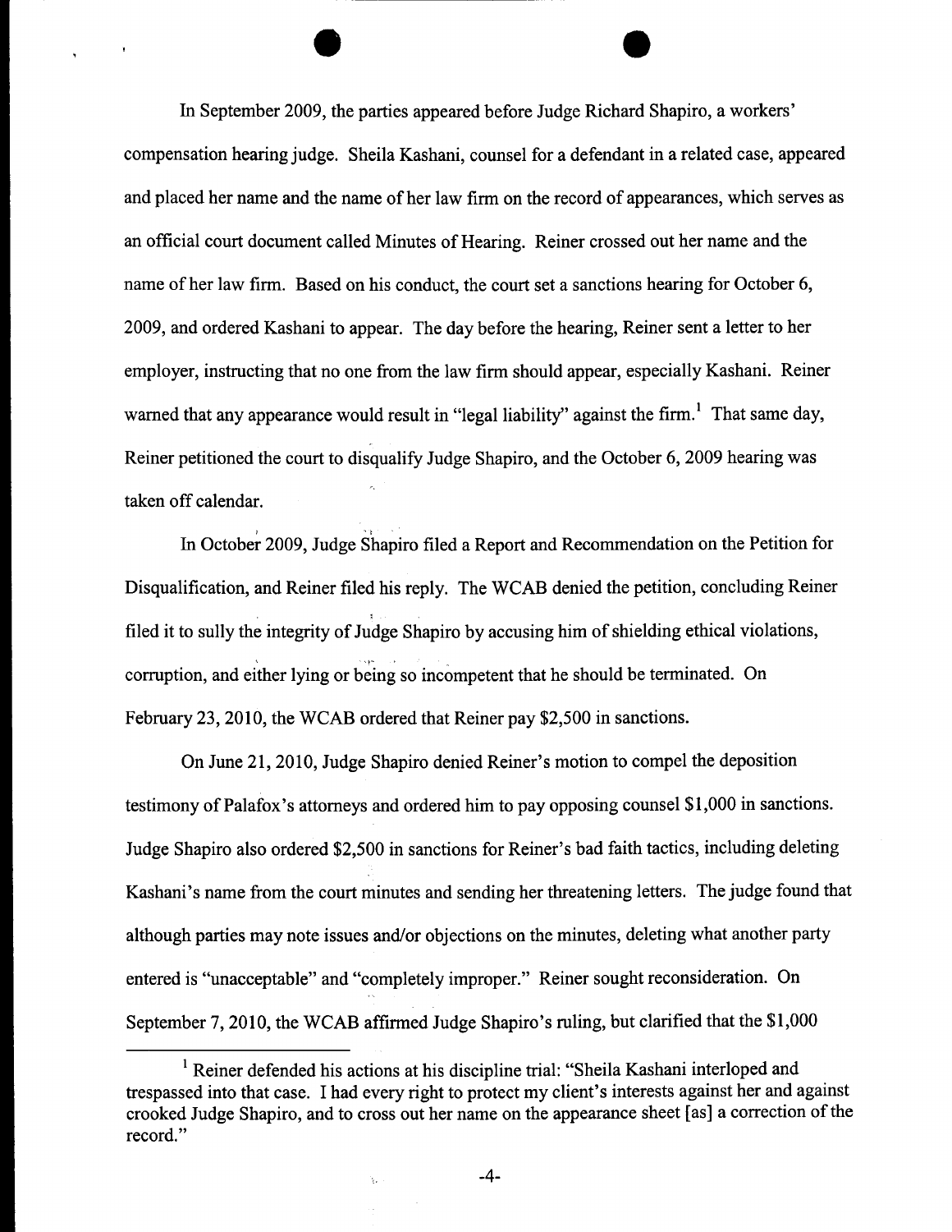In September 2009, the parties appeared before Judge Richard Shapiro, a workers' compensation hearing judge. Sheila Kashani, counsel for a defendant in a related case, appeared and placed her name and the name of her law firm on the record of appearances, which serves as an official court document called Minutes of Hearing. Reiner crossed out her name and the name of her law firm. Based on his conduct, the court set a sanctions hearing for October 6, 2009, and ordered Kashani to appear. The day before the hearing, Reiner sent a letter to her employer, instructing that no one from the law firm should appear, especially Kashani. Reiner warned that any appearance would result in "legal liability" against the firm.[1] That same day, Reiner petitioned the court to disqualify Judge Shapiro, and the October 6, 2009 hearing was taken off calendar.

In October 2009, Judge Shapiro filed a Report and Recommendation on the Petition for Disqualification, and Reiner filed his reply. The WCAB denied the petition, concluding Reiner filed it to sully the integrity of Judge Shapiro by accusing him of shielding ethical violations, corruption, and either lying or being so incompetent that he should be terminated. On February 23, 2010, the WCAB ordered that Reiner pay $2,500 in sanctions.

On June 21, 2010, Judge Shapiro denied Reiner's motion to compel the deposition testimony of Palafox's attorneys and ordered him to pay opposing counsel $1,000 in sanctions. Judge Shapiro also ordered $2,500 in sanctions for Reiner's bad faith tactics, including deleting Kashani's name from the court minutes and sending her threatening letters. The judge found that although parties may note issues and/or objections on the minutes, deleting what another party entered is "unacceptable" and "completely improper." Reiner sought reconsideration. On September 7, 2010, the WCAB affirmed Judge Shapiro's ruling, but clarified that the $1,000

---

[1] Reiner defended his actions at his discipline trial: "Sheila Kashani interloped and trespassed into that case. I had every right to protect my client's interests against her and against crooked Judge Shapiro, and to cross out her name on the appearance sheet [as] a correction of the record."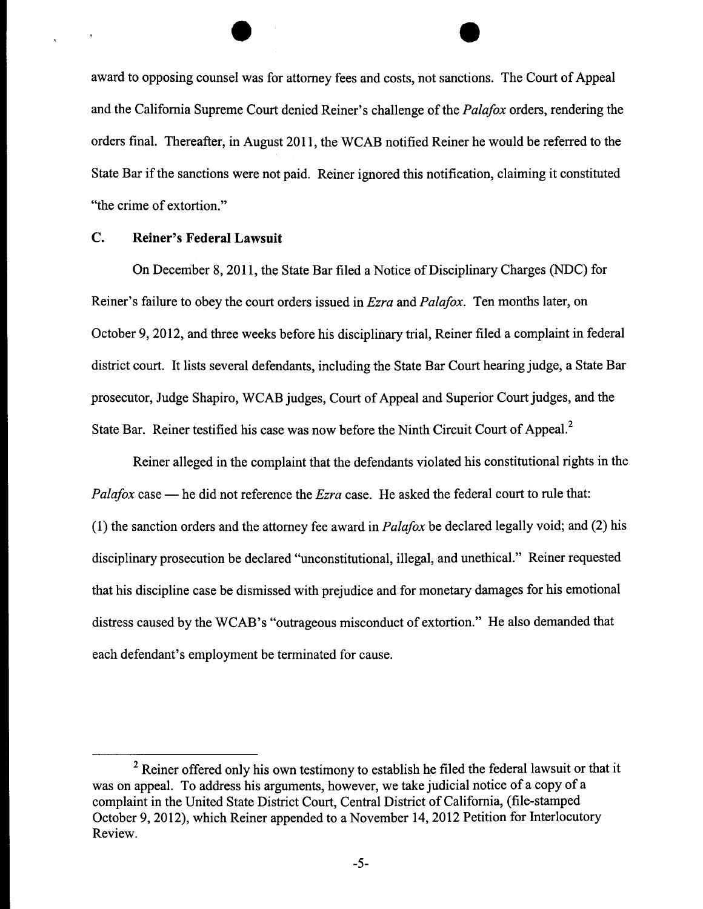award to opposing counsel was for attorney fees and costs, not sanctions. The Court of Appeal and the California Supreme Court denied Reiner's challenge of the *Palafox* orders, rendering the orders final. Thereafter, in August 2011, the WCAB notified Reiner he would be referred to the State Bar if the sanctions were not paid. Reiner ignored this notification, claiming it constituted "the crime of extortion."

### C. Reiner's Federal Lawsuit

On December 8, 2011, the State Bar filed a Notice of Disciplinary Charges (NDC) for Reiner's failure to obey the court orders issued in *Ezra* and *Palafox*. Ten months later, on October 9, 2012, and three weeks before his disciplinary trial, Reiner filed a complaint in federal district court. It lists several defendants, including the State Bar Court hearing judge, a State Bar prosecutor, Judge Shapiro, WCAB judges, Court of Appeal and Superior Court judges, and the State Bar. Reiner testified his case was now before the Ninth Circuit Court of Appeal.[2]

Reiner alleged in the complaint that the defendants violated his constitutional rights in the *Palafox* case — he did not reference the *Ezra* case. He asked the federal court to rule that: (1) the sanction orders and the attorney fee award in *Palafox* be declared legally void; and (2) his disciplinary prosecution be declared "unconstitutional, illegal, and unethical." Reiner requested that his discipline case be dismissed with prejudice and for monetary damages for his emotional distress caused by the WCAB's "outrageous misconduct of extortion." He also demanded that each defendant's employment be terminated for cause.

---

[2] Reiner offered only his own testimony to establish he filed the federal lawsuit or that it was on appeal. To address his arguments, however, we take judicial notice of a copy of a complaint in the United State District Court, Central District of California, (file-stamped October 9, 2012), which Reiner appended to a November 14, 2012 Petition for Interlocutory Review.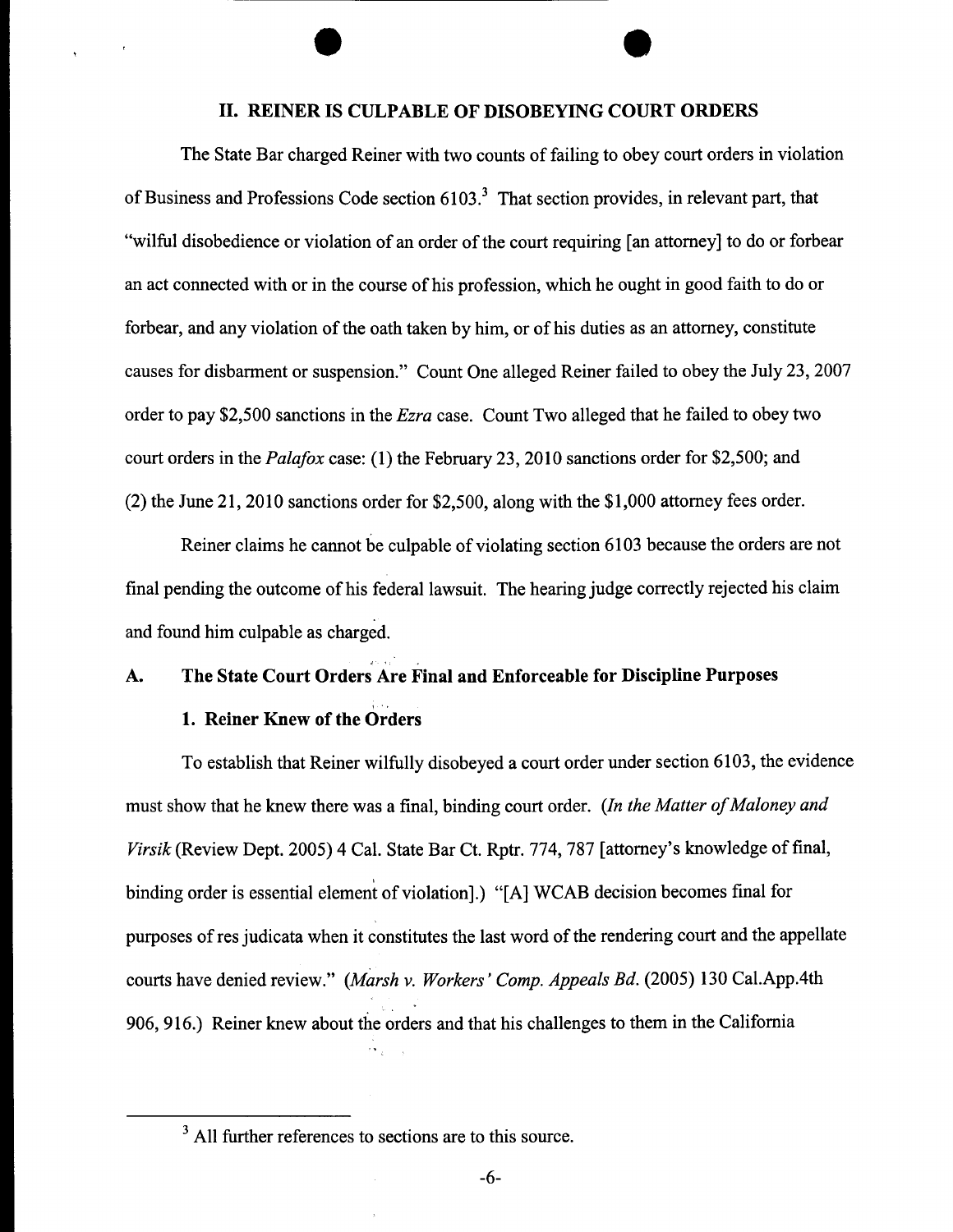## II. REINER IS CULPABLE OF DISOBEYING COURT ORDERS

The State Bar charged Reiner with two counts of failing to obey court orders in violation of Business and Professions Code section 6103.[3] That section provides, in relevant part, that "wilful disobedience or violation of an order of the court requiring [an attorney] to do or forbear an act connected with or in the course of his profession, which he ought in good faith to do or forbear, and any violation of the oath taken by him, or of his duties as an attorney, constitute causes for disbarment or suspension." Count One alleged Reiner failed to obey the July 23, 2007 order to pay $2,500 sanctions in the *Ezra* case. Count Two alleged that he failed to obey two court orders in the *Palafox* case: (1) the February 23, 2010 sanctions order for $2,500; and (2) the June 21, 2010 sanctions order for $2,500, along with the $1,000 attorney fees order.

Reiner claims he cannot be culpable of violating section 6103 because the orders are not final pending the outcome of his federal lawsuit. The hearing judge correctly rejected his claim and found him culpable as charged.

### A. The State Court Orders Are Final and Enforceable for Discipline Purposes

#### 1. Reiner Knew of the Orders

To establish that Reiner wilfully disobeyed a court order under section 6103, the evidence must show that he knew there was a final, binding court order. (*In the Matter of Maloney and Virsik* (Review Dept. 2005) 4 Cal. State Bar Ct. Rptr. 774, 787 [attorney's knowledge of final, binding order is essential element of violation].) "[A] WCAB decision becomes final for purposes of res judicata when it constitutes the last word of the rendering court and the appellate courts have denied review." (*Marsh v. Workers' Comp. Appeals Bd.* (2005) 130 Cal.App.4th 906, 916.) Reiner knew about the orders and that his challenges to them in the California

[3] All further references to sections are to this source.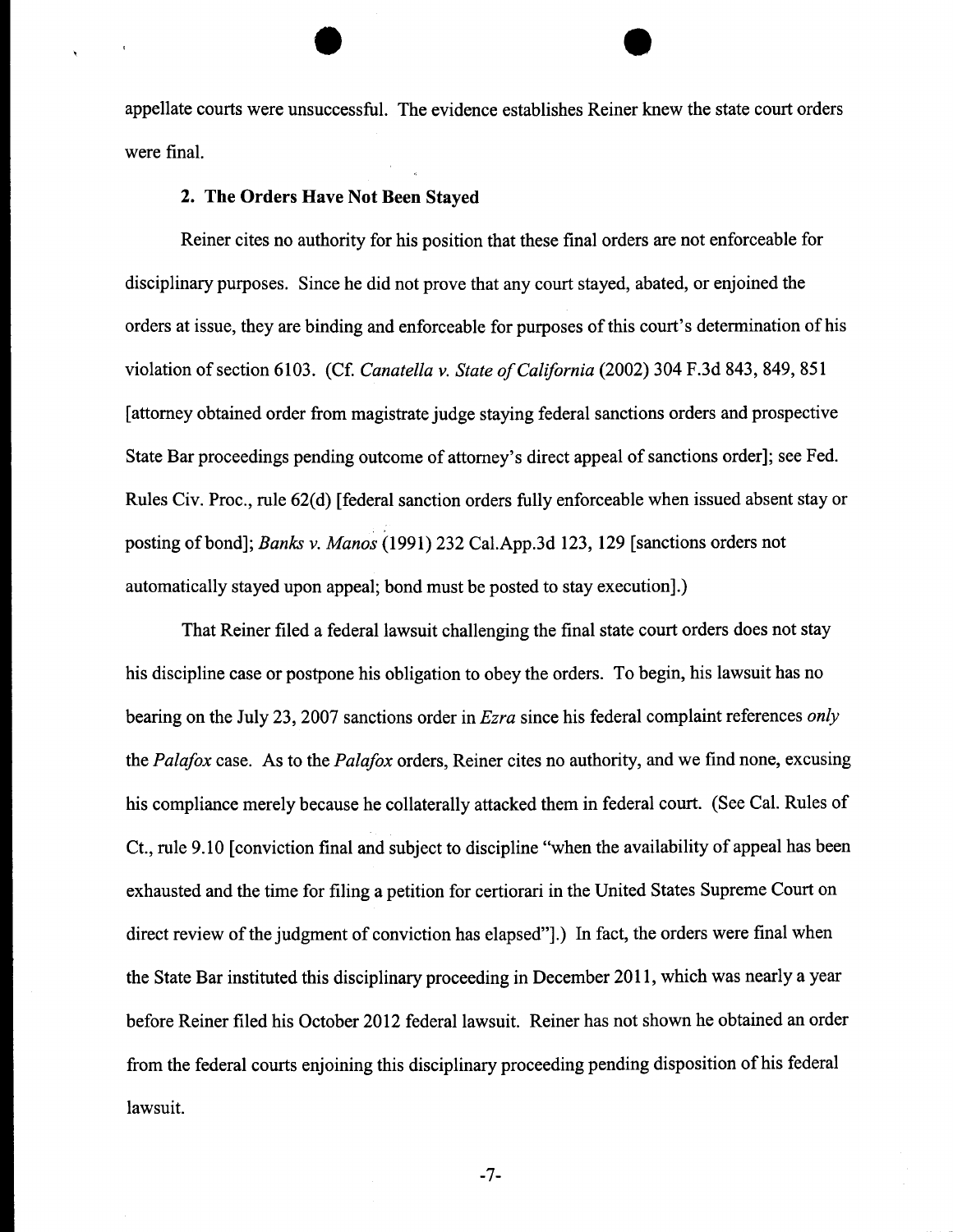appellate courts were unsuccessful. The evidence establishes Reiner knew the state court orders were final.

### 2. The Orders Have Not Been Stayed

Reiner cites no authority for his position that these final orders are not enforceable for disciplinary purposes. Since he did not prove that any court stayed, abated, or enjoined the orders at issue, they are binding and enforceable for purposes of this court's determination of his violation of section 6103. (Cf. *Canatella v. State of California* (2002) 304 F.3d 843, 849, 851 [attorney obtained order from magistrate judge staying federal sanctions orders and prospective State Bar proceedings pending outcome of attorney's direct appeal of sanctions order]; see Fed. Rules Civ. Proc., rule 62(d) [federal sanction orders fully enforceable when issued absent stay or posting of bond]; *Banks v. Manos* (1991) 232 Cal.App.3d 123, 129 [sanctions orders not automatically stayed upon appeal; bond must be posted to stay execution].)

That Reiner filed a federal lawsuit challenging the final state court orders does not stay his discipline case or postpone his obligation to obey the orders. To begin, his lawsuit has no bearing on the July 23, 2007 sanctions order in *Ezra* since his federal complaint references *only* the *Palafox* case. As to the *Palafox* orders, Reiner cites no authority, and we find none, excusing his compliance merely because he collaterally attacked them in federal court. (See Cal. Rules of Ct., rule 9.10 [conviction final and subject to discipline "when the availability of appeal has been exhausted and the time for filing a petition for certiorari in the United States Supreme Court on direct review of the judgment of conviction has elapsed"].) In fact, the orders were final when the State Bar instituted this disciplinary proceeding in December 2011, which was nearly a year before Reiner filed his October 2012 federal lawsuit. Reiner has not shown he obtained an order from the federal courts enjoining this disciplinary proceeding pending disposition of his federal lawsuit.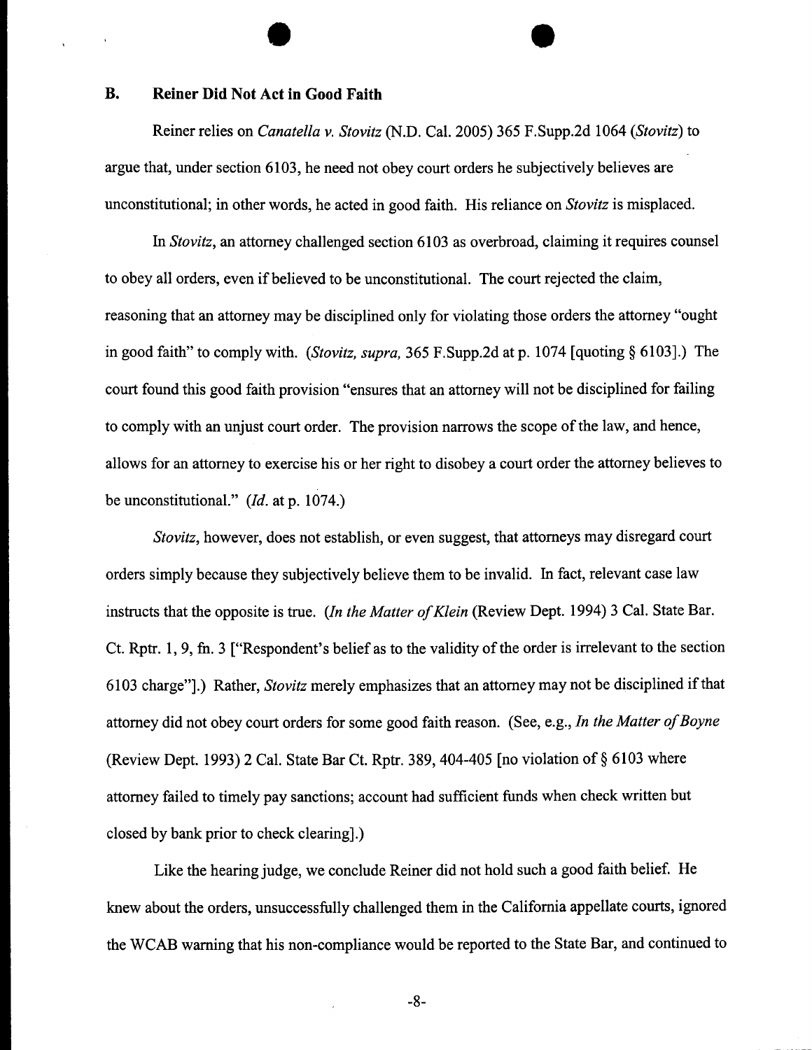### B. Reiner Did Not Act in Good Faith

Reiner relies on *Canatella v. Stovitz* (N.D. Cal. 2005) 365 F.Supp.2d 1064 (*Stovitz*) to argue that, under section 6103, he need not obey court orders he subjectively believes are unconstitutional; in other words, he acted in good faith. His reliance on *Stovitz* is misplaced.

In *Stovitz*, an attorney challenged section 6103 as overbroad, claiming it requires counsel to obey all orders, even if believed to be unconstitutional. The court rejected the claim, reasoning that an attorney may be disciplined only for violating those orders the attorney "ought in good faith" to comply with. (*Stovitz, supra,* 365 F.Supp.2d at p. 1074 [quoting § 6103].) The court found this good faith provision "ensures that an attorney will not be disciplined for failing to comply with an unjust court order. The provision narrows the scope of the law, and hence, allows for an attorney to exercise his or her right to disobey a court order the attorney believes to be unconstitutional." (*Id.* at p. 1074.)

*Stovitz*, however, does not establish, or even suggest, that attorneys may disregard court orders simply because they subjectively believe them to be invalid. In fact, relevant case law instructs that the opposite is true. (*In the Matter of Klein* (Review Dept. 1994) 3 Cal. State Bar. Ct. Rptr. 1, 9, fn. 3 ["Respondent's belief as to the validity of the order is irrelevant to the section 6103 charge"].) Rather, *Stovitz* merely emphasizes that an attorney may not be disciplined if that attorney did not obey court orders for some good faith reason. (See, e.g., *In the Matter of Boyne* (Review Dept. 1993) 2 Cal. State Bar Ct. Rptr. 389, 404-405 [no violation of § 6103 where attorney failed to timely pay sanctions; account had sufficient funds when check written but closed by bank prior to check clearing].)

Like the hearing judge, we conclude Reiner did not hold such a good faith belief. He knew about the orders, unsuccessfully challenged them in the California appellate courts, ignored the WCAB warning that his non-compliance would be reported to the State Bar, and continued to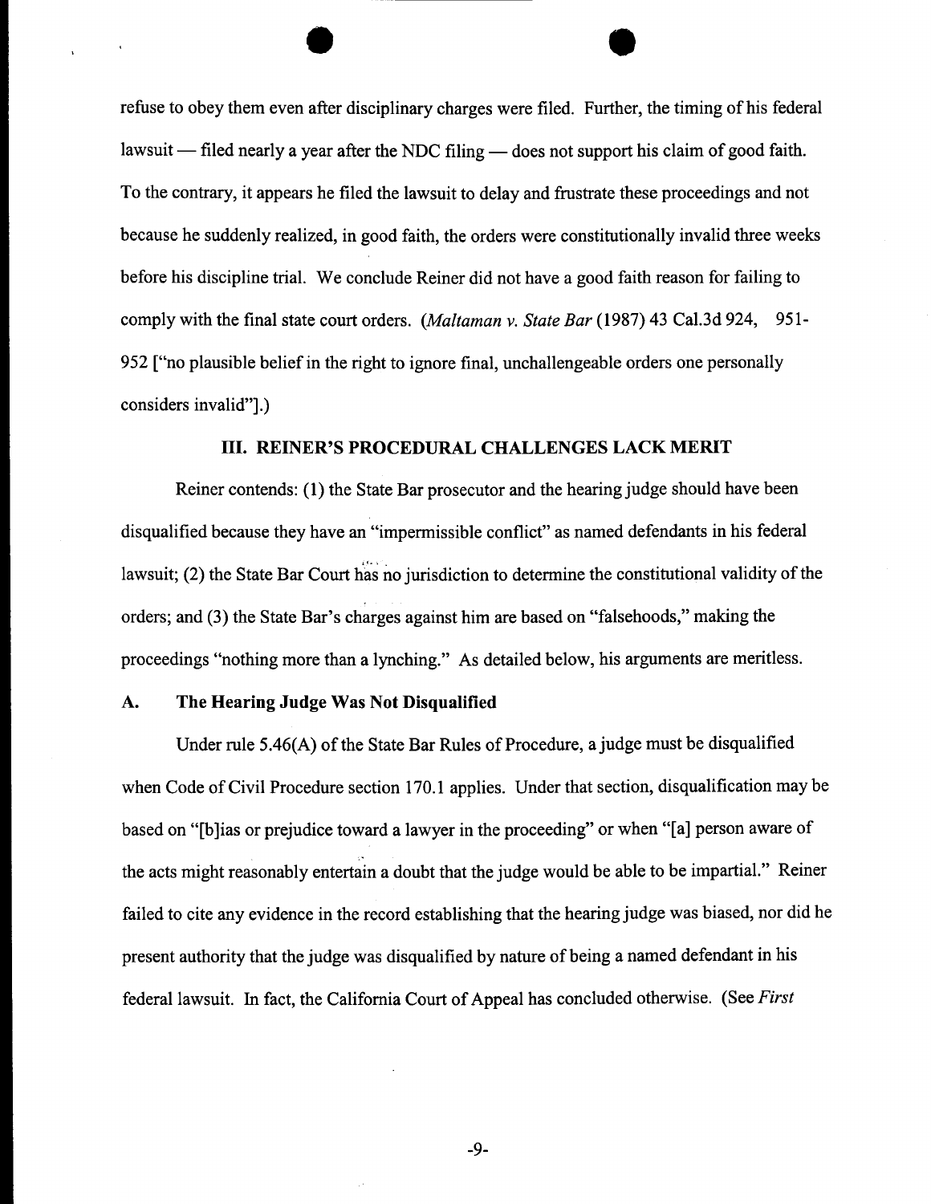refuse to obey them even after disciplinary charges were filed. Further, the timing of his federal lawsuit — filed nearly a year after the NDC filing — does not support his claim of good faith. To the contrary, it appears he filed the lawsuit to delay and frustrate these proceedings and not because he suddenly realized, in good faith, the orders were constitutionally invalid three weeks before his discipline trial. We conclude Reiner did not have a good faith reason for failing to comply with the final state court orders. (*Maltaman v. State Bar* (1987) 43 Cal.3d 924, 951-952 ["no plausible belief in the right to ignore final, unchallengeable orders one personally considers invalid"].)

## III. REINER'S PROCEDURAL CHALLENGES LACK MERIT

Reiner contends: (1) the State Bar prosecutor and the hearing judge should have been disqualified because they have an "impermissible conflict" as named defendants in his federal lawsuit; (2) the State Bar Court has no jurisdiction to determine the constitutional validity of the orders; and (3) the State Bar's charges against him are based on "falsehoods," making the proceedings "nothing more than a lynching." As detailed below, his arguments are meritless.

### A. The Hearing Judge Was Not Disqualified

Under rule 5.46(A) of the State Bar Rules of Procedure, a judge must be disqualified when Code of Civil Procedure section 170.1 applies. Under that section, disqualification may be based on "[b]ias or prejudice toward a lawyer in the proceeding" or when "[a] person aware of the acts might reasonably entertain a doubt that the judge would be able to be impartial." Reiner failed to cite any evidence in the record establishing that the hearing judge was biased, nor did he present authority that the judge was disqualified by nature of being a named defendant in his federal lawsuit. In fact, the California Court of Appeal has concluded otherwise. (See *First*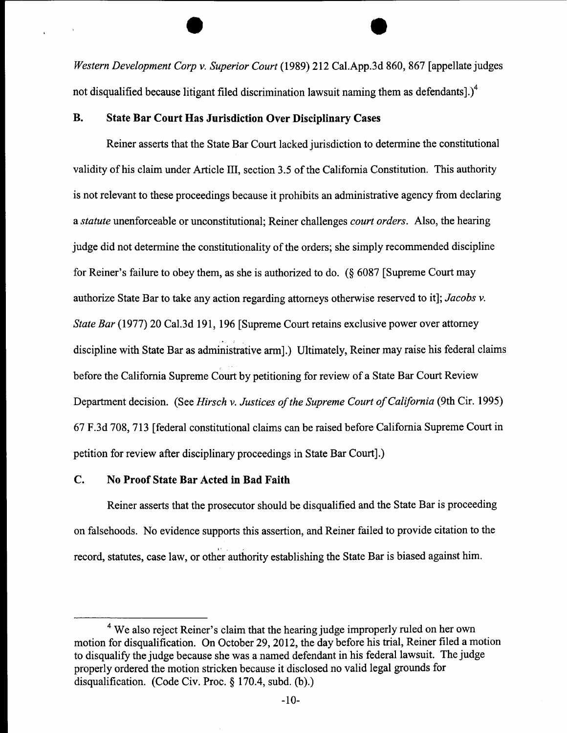*Western Development Corp v. Superior Court* (1989) 212 Cal.App.3d 860, 867 [appellate judges not disqualified because litigant filed discrimination lawsuit naming them as defendants].)[4]

### B. State Bar Court Has Jurisdiction Over Disciplinary Cases

Reiner asserts that the State Bar Court lacked jurisdiction to determine the constitutional validity of his claim under Article III, section 3.5 of the California Constitution. This authority is not relevant to these proceedings because it prohibits an administrative agency from declaring a *statute* unenforceable or unconstitutional; Reiner challenges *court orders*. Also, the hearing judge did not determine the constitutionality of the orders; she simply recommended discipline for Reiner's failure to obey them, as she is authorized to do. (§ 6087 [Supreme Court may authorize State Bar to take any action regarding attorneys otherwise reserved to it]; *Jacobs v. State Bar* (1977) 20 Cal.3d 191, 196 [Supreme Court retains exclusive power over attorney discipline with State Bar as administrative arm].) Ultimately, Reiner may raise his federal claims before the California Supreme Court by petitioning for review of a State Bar Court Review Department decision. (See *Hirsch v. Justices of the Supreme Court of California* (9th Cir. 1995) 67 F.3d 708, 713 [federal constitutional claims can be raised before California Supreme Court in petition for review after disciplinary proceedings in State Bar Court].)

### C. No Proof State Bar Acted in Bad Faith

Reiner asserts that the prosecutor should be disqualified and the State Bar is proceeding on falsehoods. No evidence supports this assertion, and Reiner failed to provide citation to the record, statutes, case law, or other authority establishing the State Bar is biased against him.

---

[4] We also reject Reiner's claim that the hearing judge improperly ruled on her own motion for disqualification. On October 29, 2012, the day before his trial, Reiner filed a motion to disqualify the judge because she was a named defendant in his federal lawsuit. The judge properly ordered the motion stricken because it disclosed no valid legal grounds for disqualification. (Code Civ. Proc. § 170.4, subd. (b).)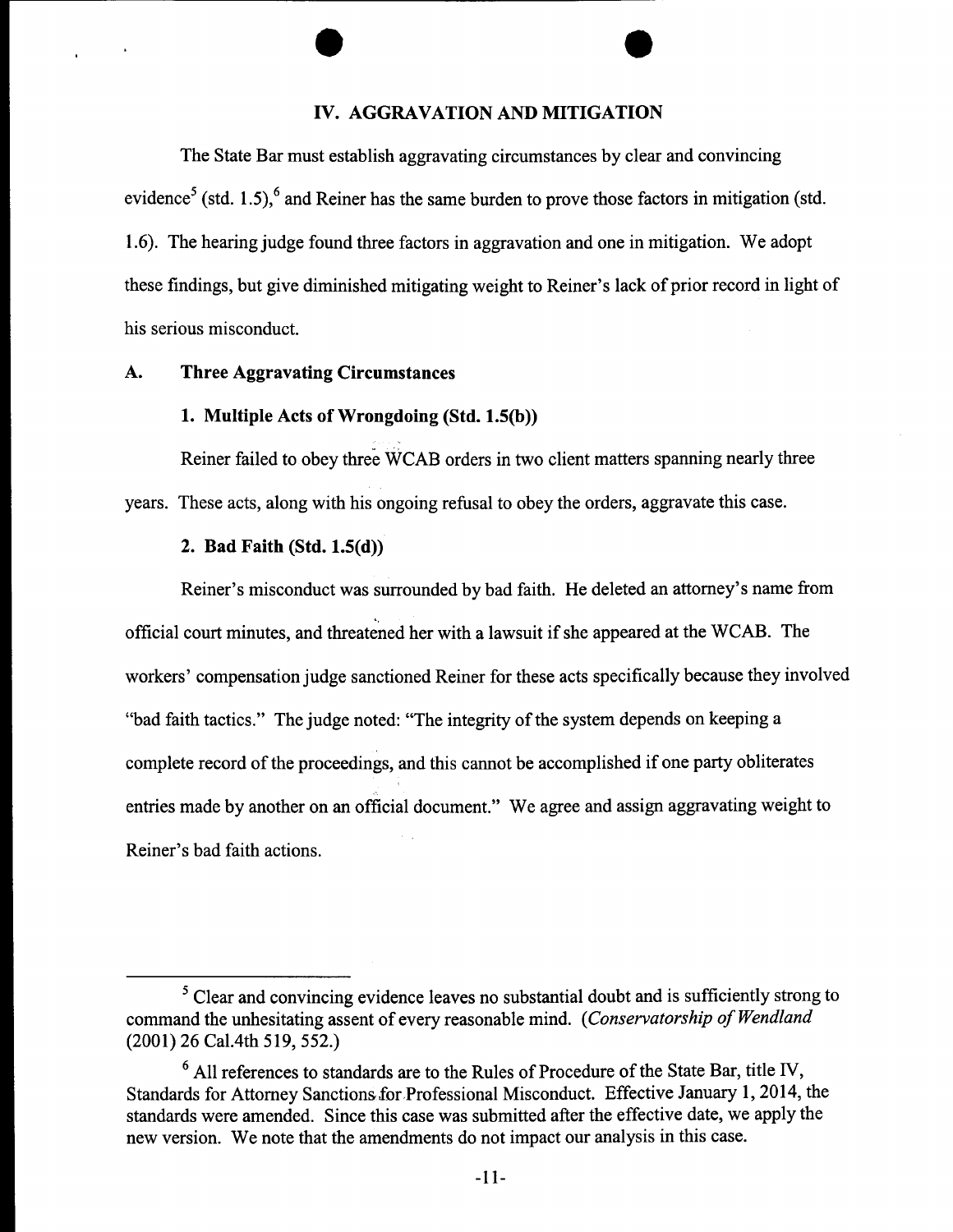## IV. AGGRAVATION AND MITIGATION

The State Bar must establish aggravating circumstances by clear and convincing evidence[5] (std. 1.5),[6] and Reiner has the same burden to prove those factors in mitigation (std. 1.6). The hearing judge found three factors in aggravation and one in mitigation. We adopt these findings, but give diminished mitigating weight to Reiner's lack of prior record in light of his serious misconduct.

### A. Three Aggravating Circumstances

#### 1. Multiple Acts of Wrongdoing (Std. 1.5(b))

Reiner failed to obey three WCAB orders in two client matters spanning nearly three years. These acts, along with his ongoing refusal to obey the orders, aggravate this case.

#### 2. Bad Faith (Std. 1.5(d))

Reiner's misconduct was surrounded by bad faith. He deleted an attorney's name from official court minutes, and threatened her with a lawsuit if she appeared at the WCAB. The workers' compensation judge sanctioned Reiner for these acts specifically because they involved "bad faith tactics." The judge noted: "The integrity of the system depends on keeping a complete record of the proceedings, and this cannot be accomplished if one party obliterates entries made by another on an official document." We agree and assign aggravating weight to Reiner's bad faith actions.

---

[5] Clear and convincing evidence leaves no substantial doubt and is sufficiently strong to command the unhesitating assent of every reasonable mind. (*Conservatorship of Wendland* (2001) 26 Cal.4th 519, 552.)

[6] All references to standards are to the Rules of Procedure of the State Bar, title IV, Standards for Attorney Sanctions for Professional Misconduct. Effective January 1, 2014, the standards were amended. Since this case was submitted after the effective date, we apply the new version. We note that the amendments do not impact our analysis in this case.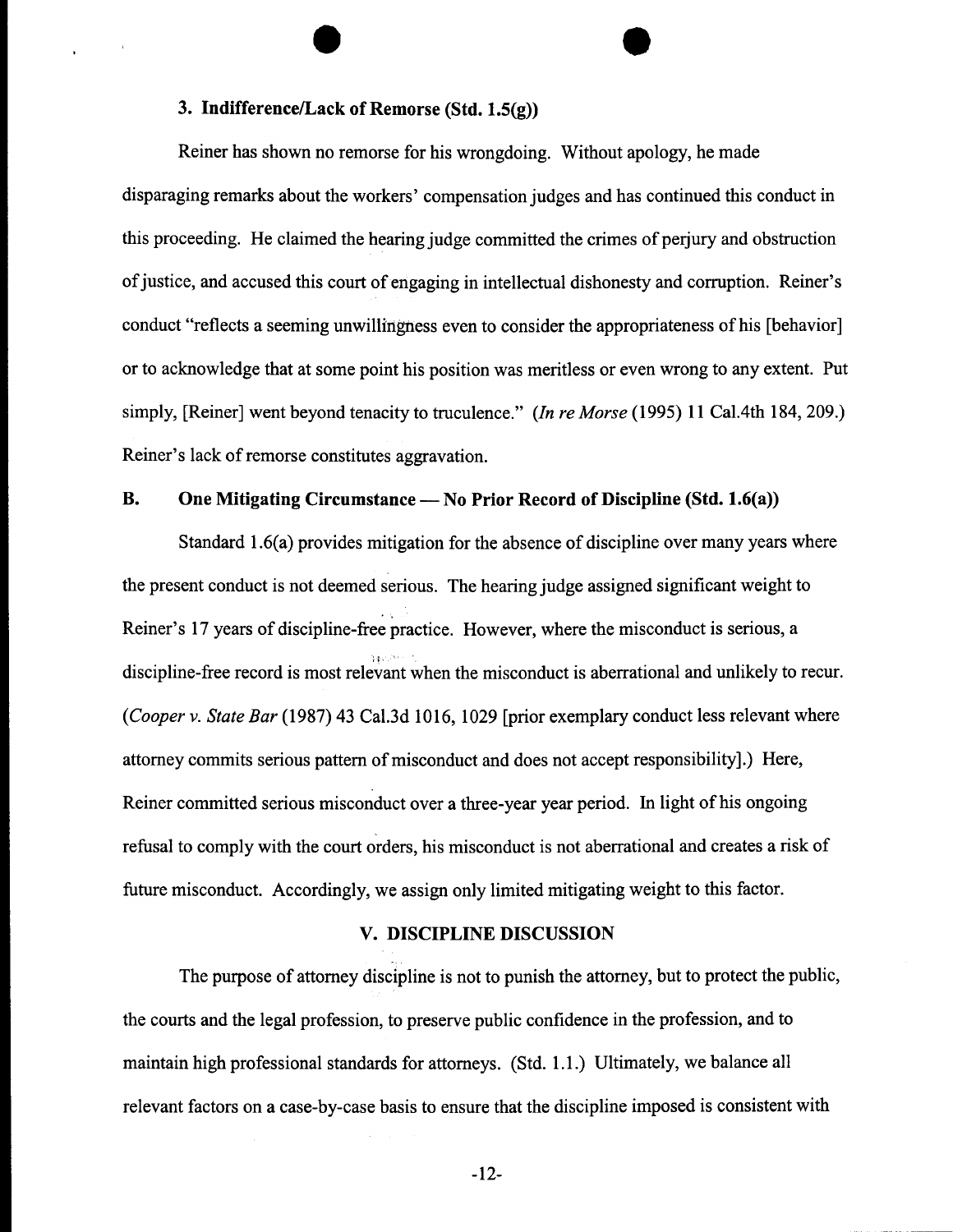### 3. Indifference/Lack of Remorse (Std. 1.5(g))

Reiner has shown no remorse for his wrongdoing. Without apology, he made disparaging remarks about the workers' compensation judges and has continued this conduct in this proceeding. He claimed the hearing judge committed the crimes of perjury and obstruction of justice, and accused this court of engaging in intellectual dishonesty and corruption. Reiner's conduct "reflects a seeming unwillingness even to consider the appropriateness of his [behavior] or to acknowledge that at some point his position was meritless or even wrong to any extent. Put simply, [Reiner] went beyond tenacity to truculence." (*In re Morse* (1995) 11 Cal.4th 184, 209.) Reiner's lack of remorse constitutes aggravation.

## B. One Mitigating Circumstance — No Prior Record of Discipline (Std. 1.6(a))

Standard 1.6(a) provides mitigation for the absence of discipline over many years where the present conduct is not deemed serious. The hearing judge assigned significant weight to Reiner's 17 years of discipline-free practice. However, where the misconduct is serious, a discipline-free record is most relevant when the misconduct is aberrational and unlikely to recur. (*Cooper v. State Bar* (1987) 43 Cal.3d 1016, 1029 [prior exemplary conduct less relevant where attorney commits serious pattern of misconduct and does not accept responsibility].) Here, Reiner committed serious misconduct over a three-year year period. In light of his ongoing refusal to comply with the court orders, his misconduct is not aberrational and creates a risk of future misconduct. Accordingly, we assign only limited mitigating weight to this factor.

## V. DISCIPLINE DISCUSSION

The purpose of attorney discipline is not to punish the attorney, but to protect the public, the courts and the legal profession, to preserve public confidence in the profession, and to maintain high professional standards for attorneys. (Std. 1.1.) Ultimately, we balance all relevant factors on a case-by-case basis to ensure that the discipline imposed is consistent with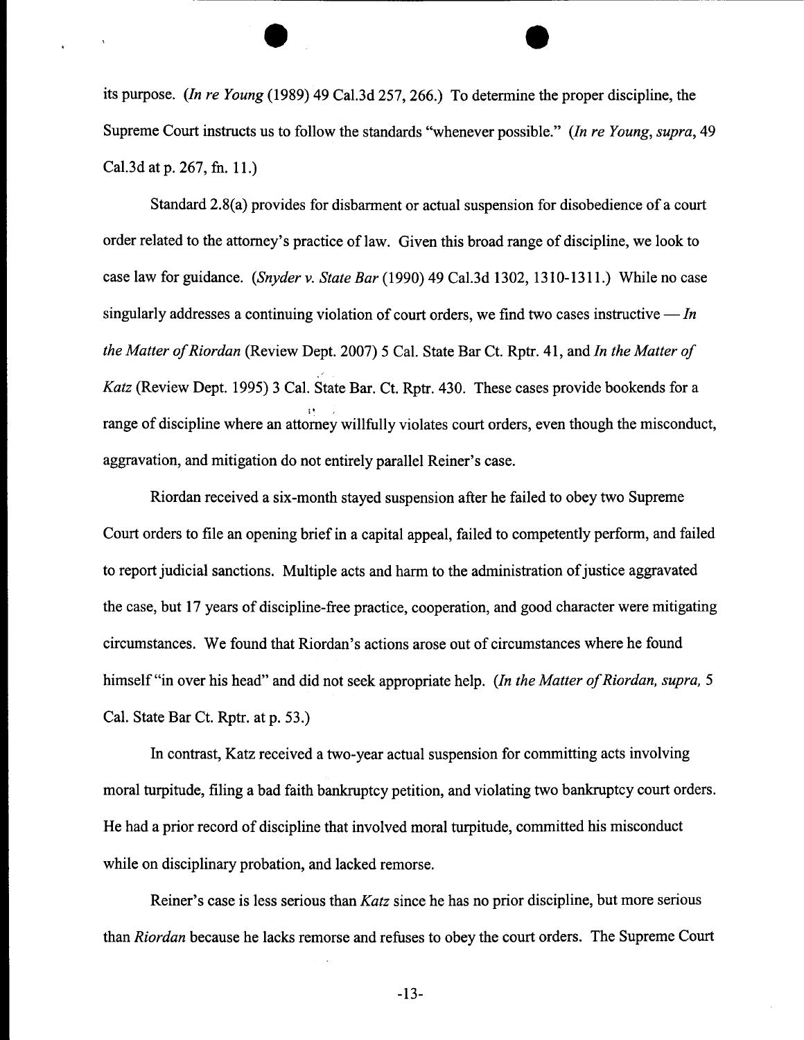its purpose. (*In re Young* (1989) 49 Cal.3d 257, 266.) To determine the proper discipline, the Supreme Court instructs us to follow the standards "whenever possible." (*In re Young, supra*, 49 Cal.3d at p. 267, fn. 11.)

Standard 2.8(a) provides for disbarment or actual suspension for disobedience of a court order related to the attorney's practice of law. Given this broad range of discipline, we look to case law for guidance. (*Snyder v. State Bar* (1990) 49 Cal.3d 1302, 1310-1311.) While no case singularly addresses a continuing violation of court orders, we find two cases instructive — *In the Matter of Riordan* (Review Dept. 2007) 5 Cal. State Bar Ct. Rptr. 41, and *In the Matter of Katz* (Review Dept. 1995) 3 Cal. State Bar. Ct. Rptr. 430. These cases provide bookends for a range of discipline where an attorney willfully violates court orders, even though the misconduct, aggravation, and mitigation do not entirely parallel Reiner's case.

Riordan received a six-month stayed suspension after he failed to obey two Supreme Court orders to file an opening brief in a capital appeal, failed to competently perform, and failed to report judicial sanctions. Multiple acts and harm to the administration of justice aggravated the case, but 17 years of discipline-free practice, cooperation, and good character were mitigating circumstances. We found that Riordan's actions arose out of circumstances where he found himself "in over his head" and did not seek appropriate help. (*In the Matter of Riordan, supra,* 5 Cal. State Bar Ct. Rptr. at p. 53.)

In contrast, Katz received a two-year actual suspension for committing acts involving moral turpitude, filing a bad faith bankruptcy petition, and violating two bankruptcy court orders. He had a prior record of discipline that involved moral turpitude, committed his misconduct while on disciplinary probation, and lacked remorse.

Reiner's case is less serious than *Katz* since he has no prior discipline, but more serious than *Riordan* because he lacks remorse and refuses to obey the court orders. The Supreme Court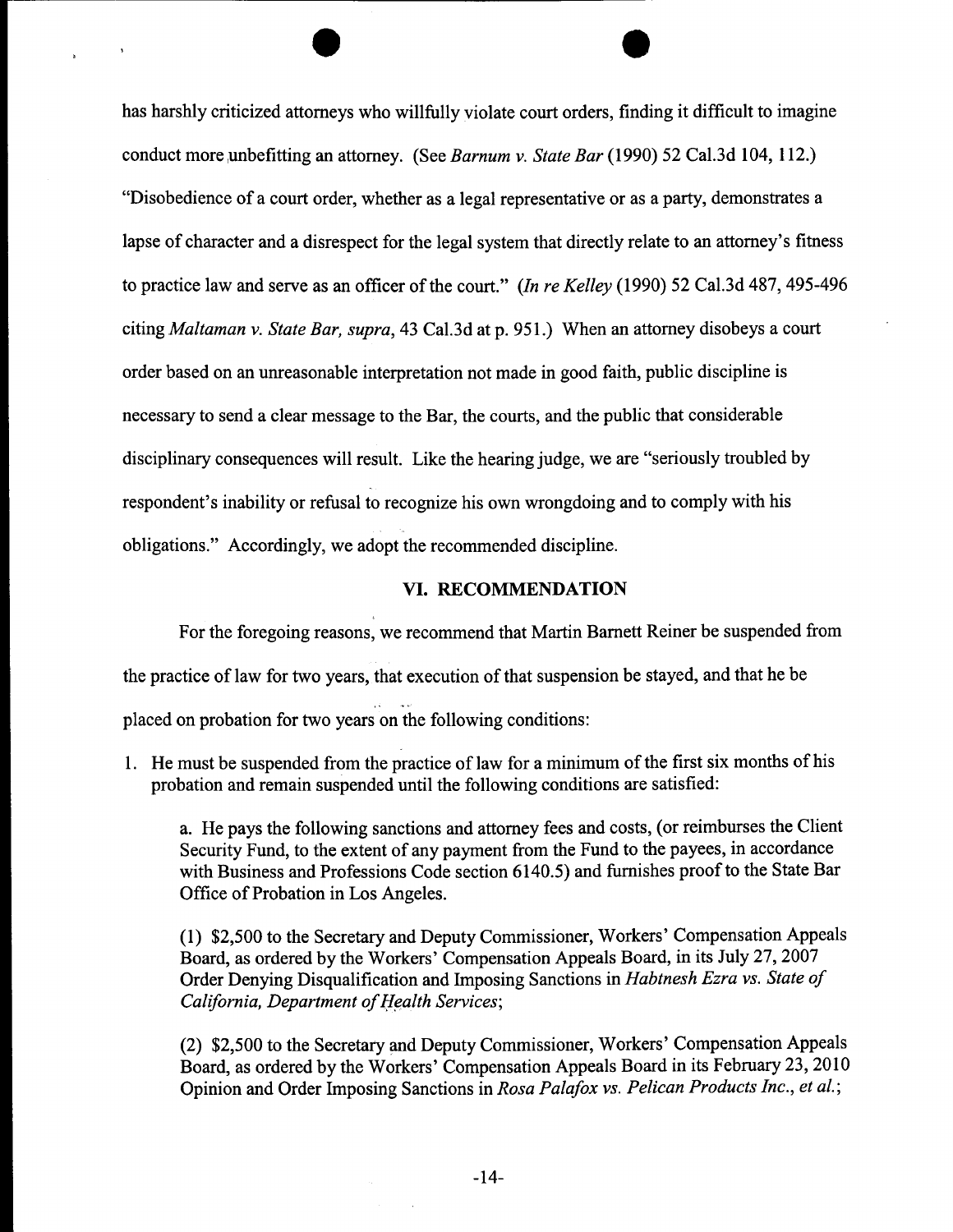has harshly criticized attorneys who willfully violate court orders, finding it difficult to imagine conduct more unbefitting an attorney. (See *Barnum v. State Bar* (1990) 52 Cal.3d 104, 112.) "Disobedience of a court order, whether as a legal representative or as a party, demonstrates a lapse of character and a disrespect for the legal system that directly relate to an attorney's fitness to practice law and serve as an officer of the court." (*In re Kelley* (1990) 52 Cal.3d 487, 495-496 citing *Maltaman v. State Bar, supra*, 43 Cal.3d at p. 951.) When an attorney disobeys a court order based on an unreasonable interpretation not made in good faith, public discipline is necessary to send a clear message to the Bar, the courts, and the public that considerable disciplinary consequences will result. Like the hearing judge, we are "seriously troubled by respondent's inability or refusal to recognize his own wrongdoing and to comply with his obligations." Accordingly, we adopt the recommended discipline.

## VI. RECOMMENDATION

For the foregoing reasons, we recommend that Martin Barnett Reiner be suspended from the practice of law for two years, that execution of that suspension be stayed, and that he be placed on probation for two years on the following conditions:

1. He must be suspended from the practice of law for a minimum of the first six months of his probation and remain suspended until the following conditions are satisfied:

   a. He pays the following sanctions and attorney fees and costs, (or reimburses the Client Security Fund, to the extent of any payment from the Fund to the payees, in accordance with Business and Professions Code section 6140.5) and furnishes proof to the State Bar Office of Probation in Los Angeles.

   (1) $2,500 to the Secretary and Deputy Commissioner, Workers' Compensation Appeals Board, as ordered by the Workers' Compensation Appeals Board, in its July 27, 2007 Order Denying Disqualification and Imposing Sanctions in *Habtnesh Ezra vs. State of California, Department of Health Services*;

   (2) $2,500 to the Secretary and Deputy Commissioner, Workers' Compensation Appeals Board, as ordered by the Workers' Compensation Appeals Board in its February 23, 2010 Opinion and Order Imposing Sanctions in *Rosa Palafox vs. Pelican Products Inc., et al.*;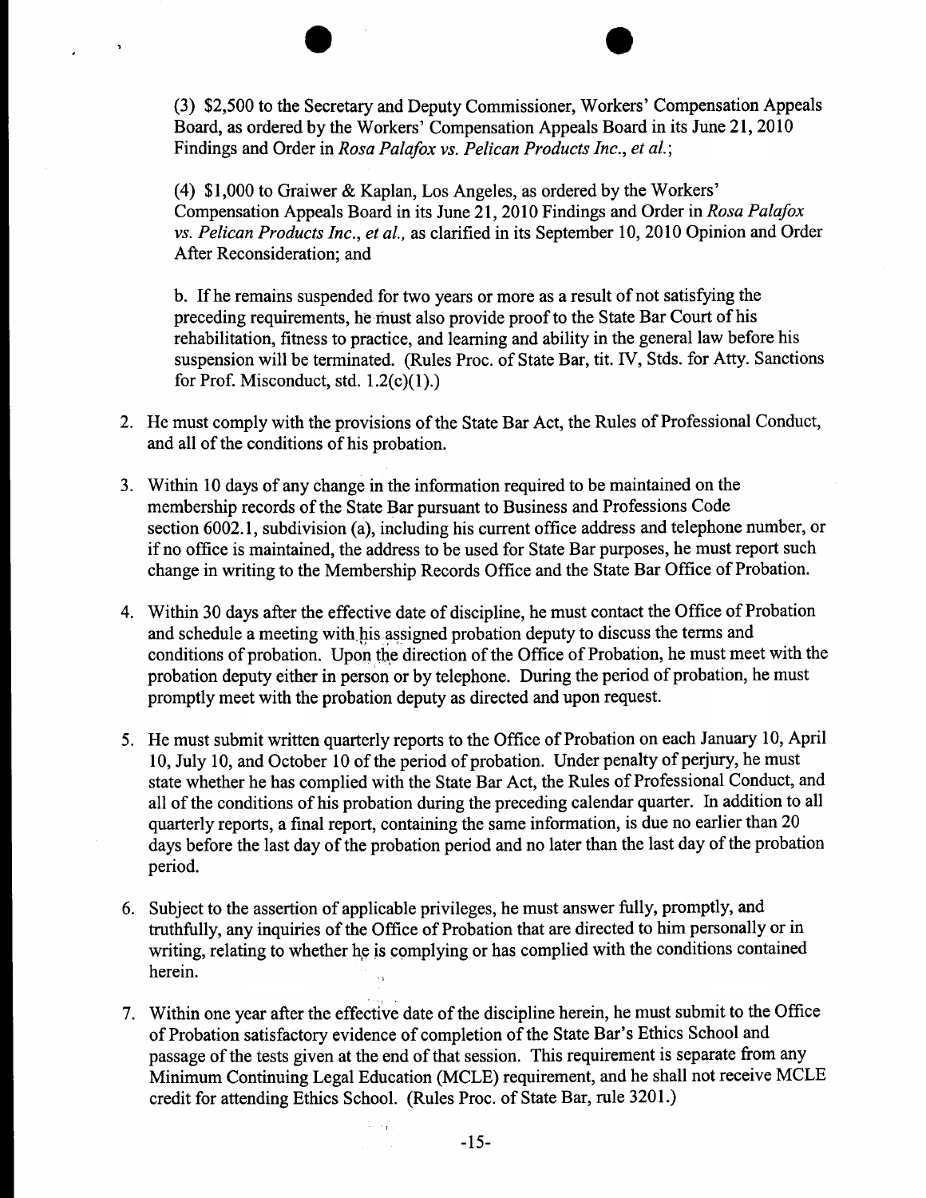(3) $2,500 to the Secretary and Deputy Commissioner, Workers' Compensation Appeals Board, as ordered by the Workers' Compensation Appeals Board in its June 21, 2010 Findings and Order in *Rosa Palafox vs. Pelican Products Inc., et al.*;

(4) $1,000 to Graiwer & Kaplan, Los Angeles, as ordered by the Workers' Compensation Appeals Board in its June 21, 2010 Findings and Order in *Rosa Palafox vs. Pelican Products Inc., et al.,* as clarified in its September 10, 2010 Opinion and Order After Reconsideration; and

b. If he remains suspended for two years or more as a result of not satisfying the preceding requirements, he must also provide proof to the State Bar Court of his rehabilitation, fitness to practice, and learning and ability in the general law before his suspension will be terminated. (Rules Proc. of State Bar, tit. IV, Stds. for Atty. Sanctions for Prof. Misconduct, std. 1.2(c)(1).)

2. He must comply with the provisions of the State Bar Act, the Rules of Professional Conduct, and all of the conditions of his probation.

3. Within 10 days of any change in the information required to be maintained on the membership records of the State Bar pursuant to Business and Professions Code section 6002.1, subdivision (a), including his current office address and telephone number, or if no office is maintained, the address to be used for State Bar purposes, he must report such change in writing to the Membership Records Office and the State Bar Office of Probation.

4. Within 30 days after the effective date of discipline, he must contact the Office of Probation and schedule a meeting with his assigned probation deputy to discuss the terms and conditions of probation. Upon the direction of the Office of Probation, he must meet with the probation deputy either in person or by telephone. During the period of probation, he must promptly meet with the probation deputy as directed and upon request.

5. He must submit written quarterly reports to the Office of Probation on each January 10, April 10, July 10, and October 10 of the period of probation. Under penalty of perjury, he must state whether he has complied with the State Bar Act, the Rules of Professional Conduct, and all of the conditions of his probation during the preceding calendar quarter. In addition to all quarterly reports, a final report, containing the same information, is due no earlier than 20 days before the last day of the probation period and no later than the last day of the probation period.

6. Subject to the assertion of applicable privileges, he must answer fully, promptly, and truthfully, any inquiries of the Office of Probation that are directed to him personally or in writing, relating to whether he is complying or has complied with the conditions contained herein.

7. Within one year after the effective date of the discipline herein, he must submit to the Office of Probation satisfactory evidence of completion of the State Bar's Ethics School and passage of the tests given at the end of that session. This requirement is separate from any Minimum Continuing Legal Education (MCLE) requirement, and he shall not receive MCLE credit for attending Ethics School. (Rules Proc. of State Bar, rule 3201.)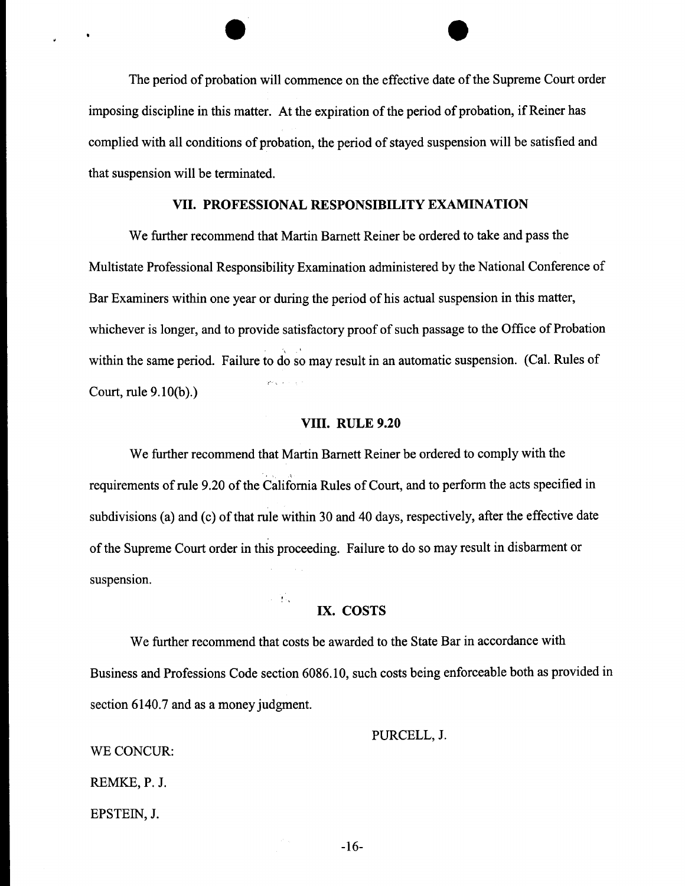The period of probation will commence on the effective date of the Supreme Court order imposing discipline in this matter. At the expiration of the period of probation, if Reiner has complied with all conditions of probation, the period of stayed suspension will be satisfied and that suspension will be terminated.

## VII. PROFESSIONAL RESPONSIBILITY EXAMINATION

We further recommend that Martin Barnett Reiner be ordered to take and pass the Multistate Professional Responsibility Examination administered by the National Conference of Bar Examiners within one year or during the period of his actual suspension in this matter, whichever is longer, and to provide satisfactory proof of such passage to the Office of Probation within the same period. Failure to do so may result in an automatic suspension. (Cal. Rules of Court, rule 9.10(b).)

## VIII. RULE 9.20

We further recommend that Martin Barnett Reiner be ordered to comply with the requirements of rule 9.20 of the California Rules of Court, and to perform the acts specified in subdivisions (a) and (c) of that rule within 30 and 40 days, respectively, after the effective date of the Supreme Court order in this proceeding. Failure to do so may result in disbarment or suspension.

## IX. COSTS

We further recommend that costs be awarded to the State Bar in accordance with Business and Professions Code section 6086.10, such costs being enforceable both as provided in section 6140.7 and as a money judgment.

PURCELL, J.

WE CONCUR:

REMKE, P. J.

EPSTEIN, J.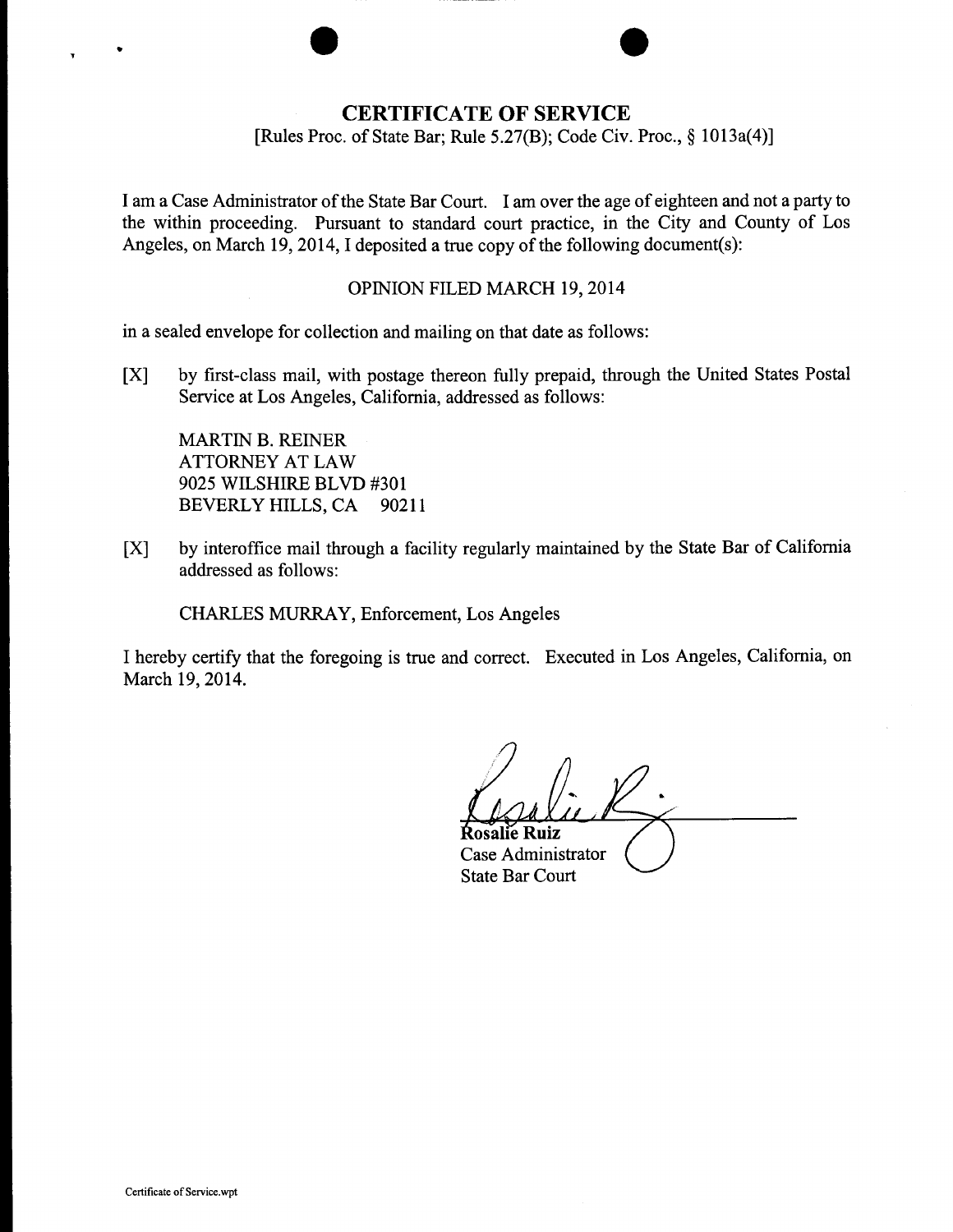# CERTIFICATE OF SERVICE

[Rules Proc. of State Bar; Rule 5.27(B); Code Civ. Proc., § 1013a(4)]

I am a Case Administrator of the State Bar Court. I am over the age of eighteen and not a party to the within proceeding. Pursuant to standard court practice, in the City and County of Los Angeles, on March 19, 2014, I deposited a true copy of the following document(s):

OPINION FILED MARCH 19, 2014

in a sealed envelope for collection and mailing on that date as follows:

[X] by first-class mail, with postage thereon fully prepaid, through the United States Postal Service at Los Angeles, California, addressed as follows:

MARTIN B. REINER
ATTORNEY AT LAW
9025 WILSHIRE BLVD #301
BEVERLY HILLS, CA 90211

[X] by interoffice mail through a facility regularly maintained by the State Bar of California addressed as follows:

CHARLES MURRAY, Enforcement, Los Angeles

I hereby certify that the foregoing is true and correct. Executed in Los Angeles, California, on March 19, 2014.

Rosalie Ruiz
Case Administrator
State Bar Court

Certificate of Service.wpt